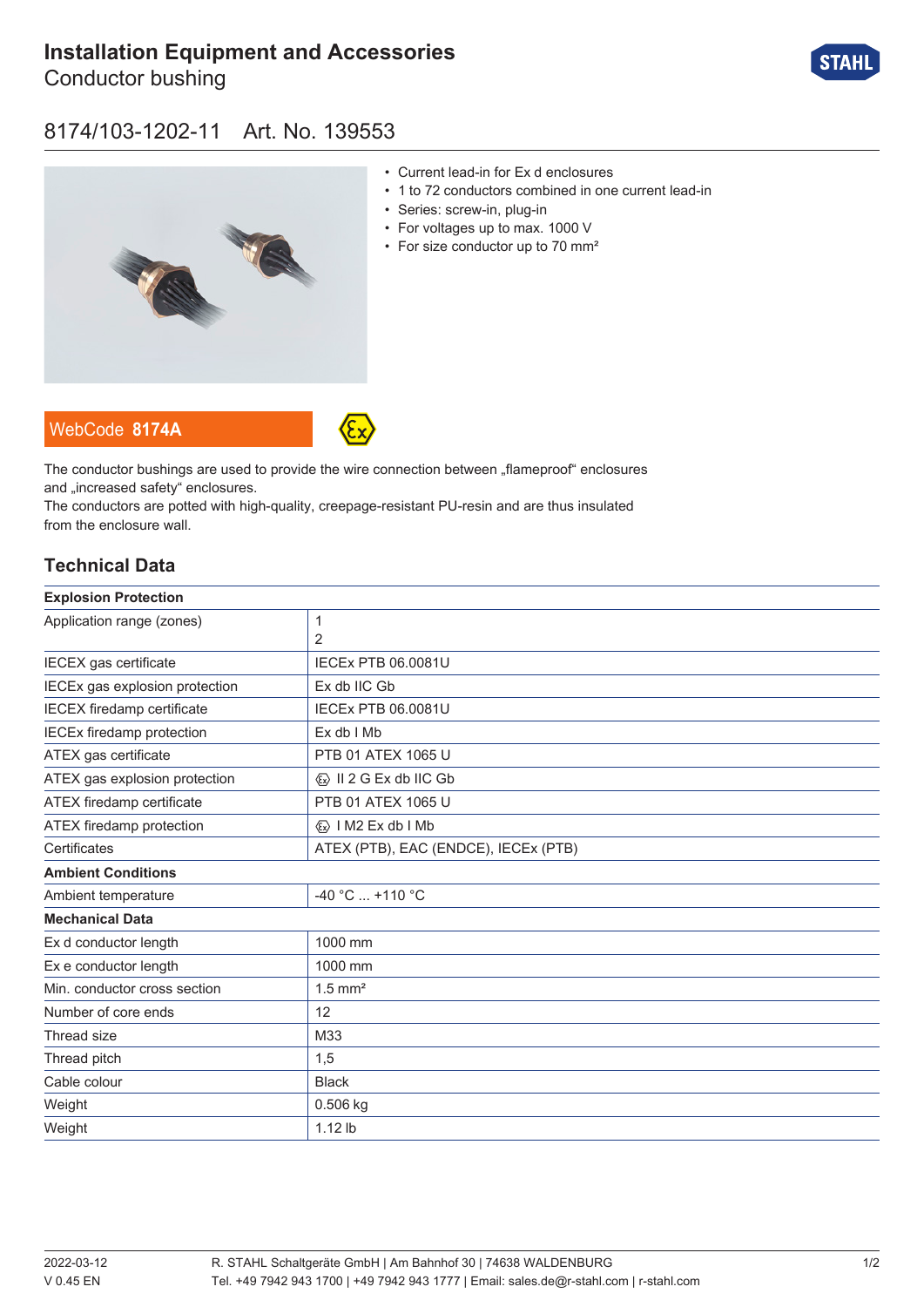# Installation Equipment and Accessories

Conductor bushing

## 8174/103-1202-11 Art. No. 139553

- Current lead-in for Ex d enclosures
- 1 to 72 conductors combined in one current lead-in
- Series: screw-in, plug-in
- For voltages up to max. 1000 V
- For size conductor up to 70 mm²

WebCode **8174A**

The conductor bushings are used to provide the wire connection between „flameproof" enclosures and „increased safety" enclosures.
The conductors are potted with high-quality, creepage-resistant PU-resin and are thus insulated from the enclosure wall.

## Technical Data

| **Explosion Protection** | |
|---|---|
| Application range (zones) | 1<br>2 |
| IECEX gas certificate | IECEx PTB 06.0081U |
| IECEx gas explosion protection | Ex db IIC Gb |
| IECEX firedamp certificate | IECEx PTB 06.0081U |
| IECEx firedamp protection | Ex db I Mb |
| ATEX gas certificate | PTB 01 ATEX 1065 U |
| ATEX gas explosion protection | Ex II 2 G Ex db IIC Gb |
| ATEX firedamp certificate | PTB 01 ATEX 1065 U |
| ATEX firedamp protection | Ex I M2 Ex db I Mb |
| Certificates | ATEX (PTB), EAC (ENDCE), IECEx (PTB) |
| **Ambient Conditions** | |
| Ambient temperature | -40 °C ... +110 °C |
| **Mechanical Data** | |
| Ex d conductor length | 1000 mm |
| Ex e conductor length | 1000 mm |
| Min. conductor cross section | 1.5 mm² |
| Number of core ends | 12 |
| Thread size | M33 |
| Thread pitch | 1,5 |
| Cable colour | Black |
| Weight | 0.506 kg |
| Weight | 1.12 lb |

2022-03-12
V 0.45 EN

R. STAHL Schaltgeräte GmbH | Am Bahnhof 30 | 74638 WALDENBURG
Tel. +49 7942 943 1700 | +49 7942 943 1777 | Email: sales.de@r-stahl.com | r-stahl.com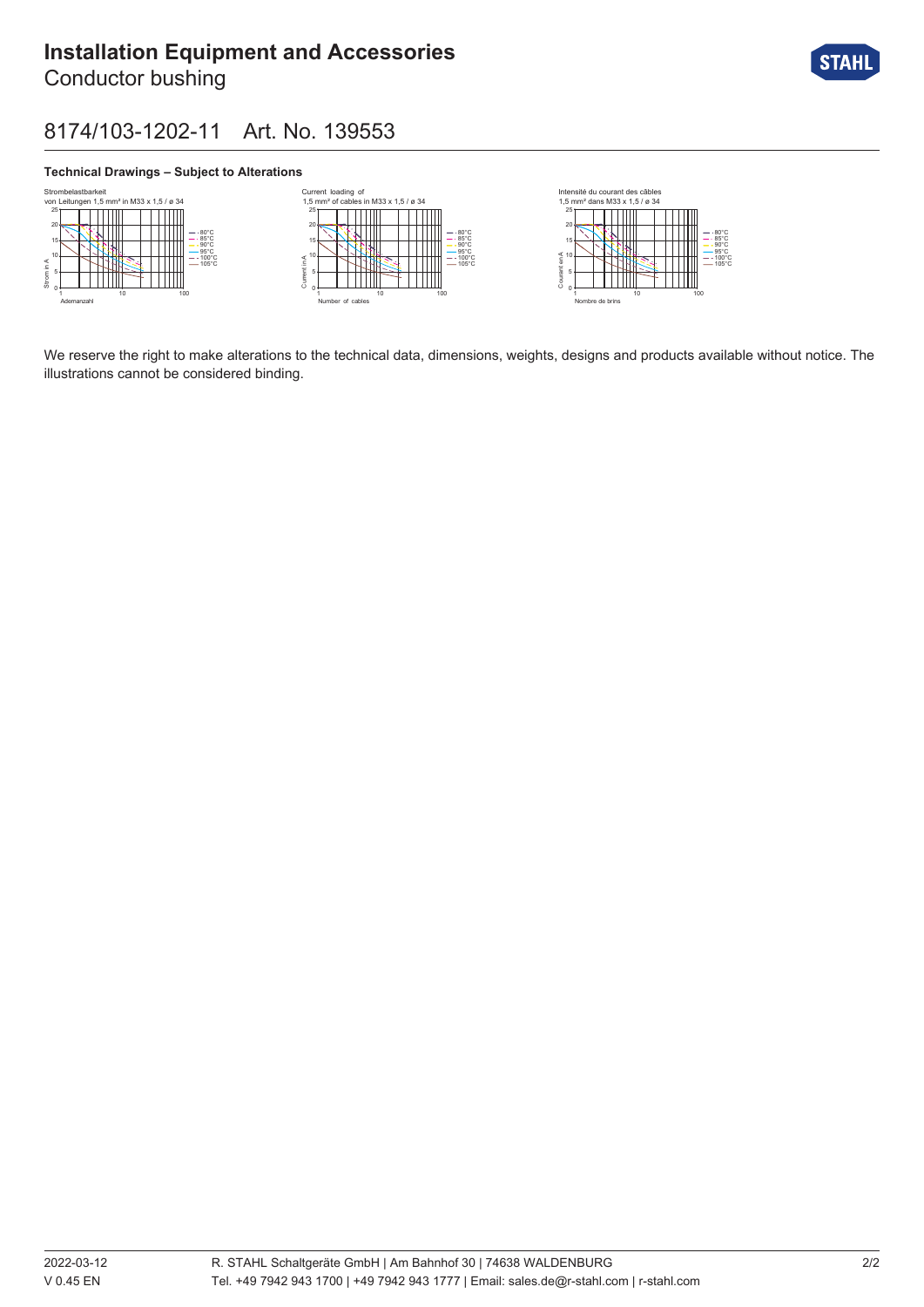# Installation Equipment and Accessories

Conductor bushing

## 8174/103-1202-11 Art. No. 139553

**Technical Drawings – Subject to Alterations**

Strombelastbarkeit
von Leitungen 1,5 mm² in M33 x 1,5 / ø 34
25
20
15
10
5
0
Strom in A
1
10
100
Aderanzahl
80°C
85°C
90°C
95°C
100°C
105°C

Current loading of
1,5 mm² of cables in M33 x 1,5 / ø 34
25
20
15
10
5
0
Current in A
1
10
100
Number of cables
80°C
85°C
90°C
95°C
100°C
105°C

Intensité du courant des câbles
1,5 mm² dans M33 x 1,5 / ø 34
25
20
15
10
5
0
Courant en A
1
10
100
Nombre de brins
80°C
85°C
90°C
95°C
100°C
105°C

We reserve the right to make alterations to the technical data, dimensions, weights, designs and products available without notice. The illustrations cannot be considered binding.

2022-03-12
V 0.45 EN

R. STAHL Schaltgeräte GmbH | Am Bahnhof 30 | 74638 WALDENBURG
Tel. +49 7942 943 1700 | +49 7942 943 1777 | Email: sales.de@r-stahl.com | r-stahl.com